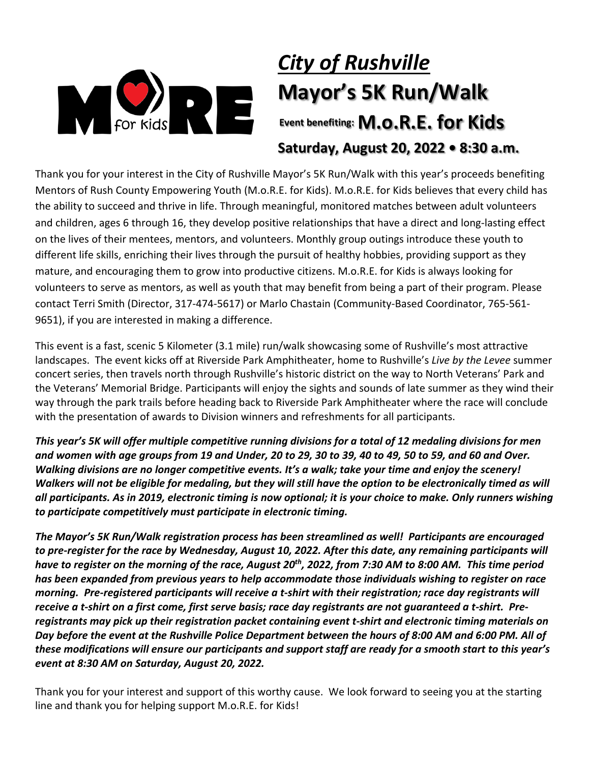# *City of Rushville*

# Mayor's 5K Run/Walk

## Event benefiting: M.o.R.E. for Kids

### Saturday, August 20, 2022 • 8:30 a.m.

Thank you for your interest in the City of Rushville Mayor's 5K Run/Walk with this year's proceeds benefiting Mentors of Rush County Empowering Youth (M.o.R.E. for Kids). M.o.R.E. for Kids believes that every child has the ability to succeed and thrive in life. Through meaningful, monitored matches between adult volunteers and children, ages 6 through 16, they develop positive relationships that have a direct and long-lasting effect on the lives of their mentees, mentors, and volunteers. Monthly group outings introduce these youth to different life skills, enriching their lives through the pursuit of healthy hobbies, providing support as they mature, and encouraging them to grow into productive citizens. M.o.R.E. for Kids is always looking for volunteers to serve as mentors, as well as youth that may benefit from being a part of their program. Please contact Terri Smith (Director, 317-474-5617) or Marlo Chastain (Community-Based Coordinator, 765-561-9651), if you are interested in making a difference.

This event is a fast, scenic 5 Kilometer (3.1 mile) run/walk showcasing some of Rushville's most attractive landscapes. The event kicks off at Riverside Park Amphitheater, home to Rushville's *Live by the Levee* summer concert series, then travels north through Rushville's historic district on the way to North Veterans' Park and the Veterans' Memorial Bridge. Participants will enjoy the sights and sounds of late summer as they wind their way through the park trails before heading back to Riverside Park Amphitheater where the race will conclude with the presentation of awards to Division winners and refreshments for all participants.

***This year's 5K will offer multiple competitive running divisions for a total of 12 medaling divisions for men and women with age groups from 19 and Under, 20 to 29, 30 to 39, 40 to 49, 50 to 59, and 60 and Over. Walking divisions are no longer competitive events. It's a walk; take your time and enjoy the scenery! Walkers will not be eligible for medaling, but they will still have the option to be electronically timed as will all participants. As in 2019, electronic timing is now optional; it is your choice to make. Only runners wishing to participate competitively must participate in electronic timing.***

***The Mayor's 5K Run/Walk registration process has been streamlined as well! Participants are encouraged to pre-register for the race by Wednesday, August 10, 2022. After this date, any remaining participants will have to register on the morning of the race, August 20th, 2022, from 7:30 AM to 8:00 AM. This time period has been expanded from previous years to help accommodate those individuals wishing to register on race morning. Pre-registered participants will receive a t-shirt with their registration; race day registrants will receive a t-shirt on a first come, first serve basis; race day registrants are not guaranteed a t-shirt. Pre-registrants may pick up their registration packet containing event t-shirt and electronic timing materials on Day before the event at the Rushville Police Department between the hours of 8:00 AM and 6:00 PM. All of these modifications will ensure our participants and support staff are ready for a smooth start to this year's event at 8:30 AM on Saturday, August 20, 2022.***

Thank you for your interest and support of this worthy cause. We look forward to seeing you at the starting line and thank you for helping support M.o.R.E. for Kids!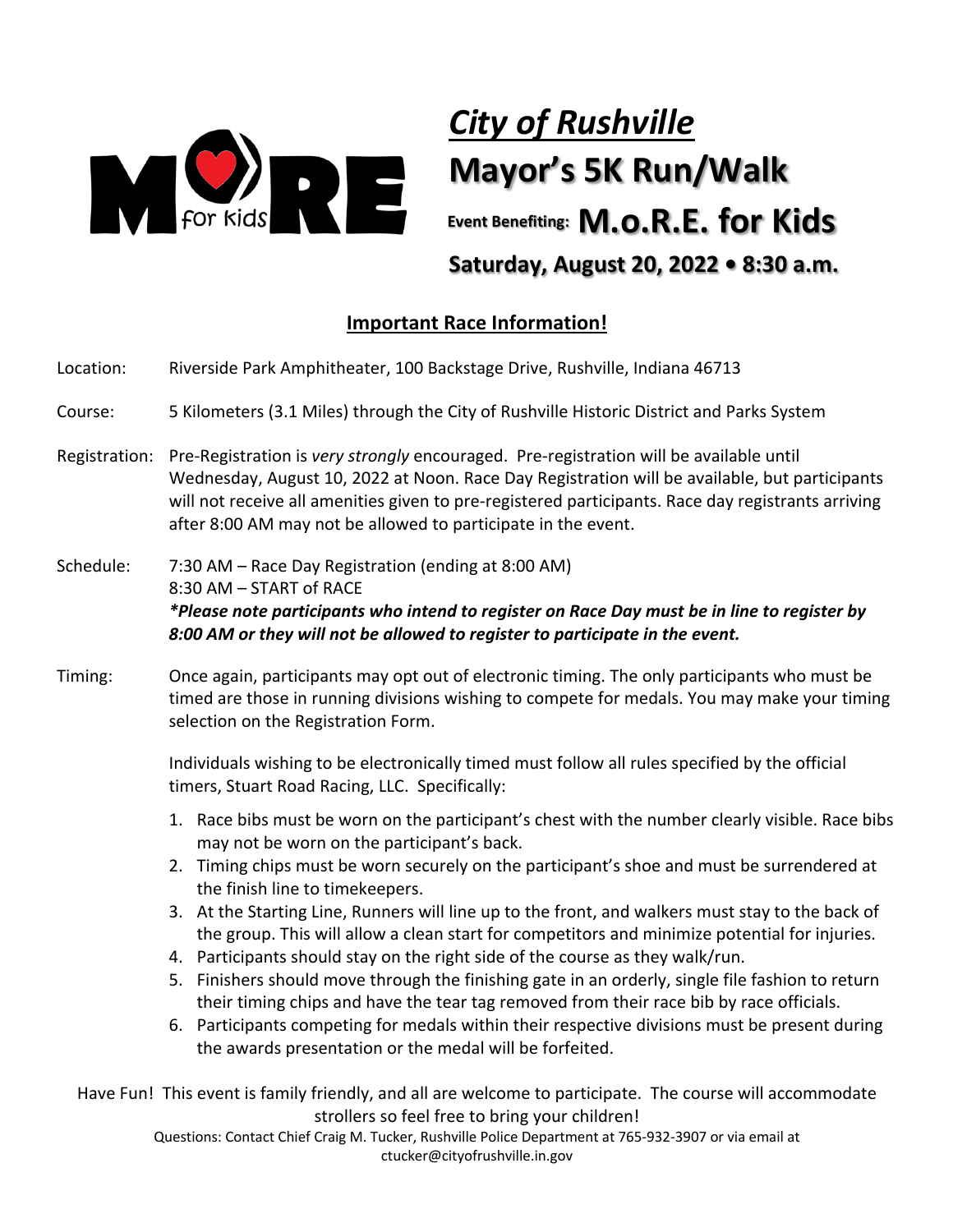# *City of Rushville*

# Mayor's 5K Run/Walk

**Event Benefiting: M.o.R.E. for Kids**

**Saturday, August 20, 2022 • 8:30 a.m.**

## Important Race Information!

Location: Riverside Park Amphitheater, 100 Backstage Drive, Rushville, Indiana 46713

Course: 5 Kilometers (3.1 Miles) through the City of Rushville Historic District and Parks System

Registration: Pre-Registration is *very strongly* encouraged. Pre-registration will be available until Wednesday, August 10, 2022 at Noon. Race Day Registration will be available, but participants will not receive all amenities given to pre-registered participants. Race day registrants arriving after 8:00 AM may not be allowed to participate in the event.

Schedule: 7:30 AM – Race Day Registration (ending at 8:00 AM)
8:30 AM – START of RACE
***Please note participants who intend to register on Race Day must be in line to register by 8:00 AM or they will not be allowed to register to participate in the event.***

Timing: Once again, participants may opt out of electronic timing. The only participants who must be timed are those in running divisions wishing to compete for medals. You may make your timing selection on the Registration Form.

Individuals wishing to be electronically timed must follow all rules specified by the official timers, Stuart Road Racing, LLC. Specifically:

1. Race bibs must be worn on the participant's chest with the number clearly visible. Race bibs may not be worn on the participant's back.
2. Timing chips must be worn securely on the participant's shoe and must be surrendered at the finish line to timekeepers.
3. At the Starting Line, Runners will line up to the front, and walkers must stay to the back of the group. This will allow a clean start for competitors and minimize potential for injuries.
4. Participants should stay on the right side of the course as they walk/run.
5. Finishers should move through the finishing gate in an orderly, single file fashion to return their timing chips and have the tear tag removed from their race bib by race officials.
6. Participants competing for medals within their respective divisions must be present during the awards presentation or the medal will be forfeited.

Have Fun! This event is family friendly, and all are welcome to participate. The course will accommodate strollers so feel free to bring your children!

Questions: Contact Chief Craig M. Tucker, Rushville Police Department at 765-932-3907 or via email at ctucker@cityofrushville.in.gov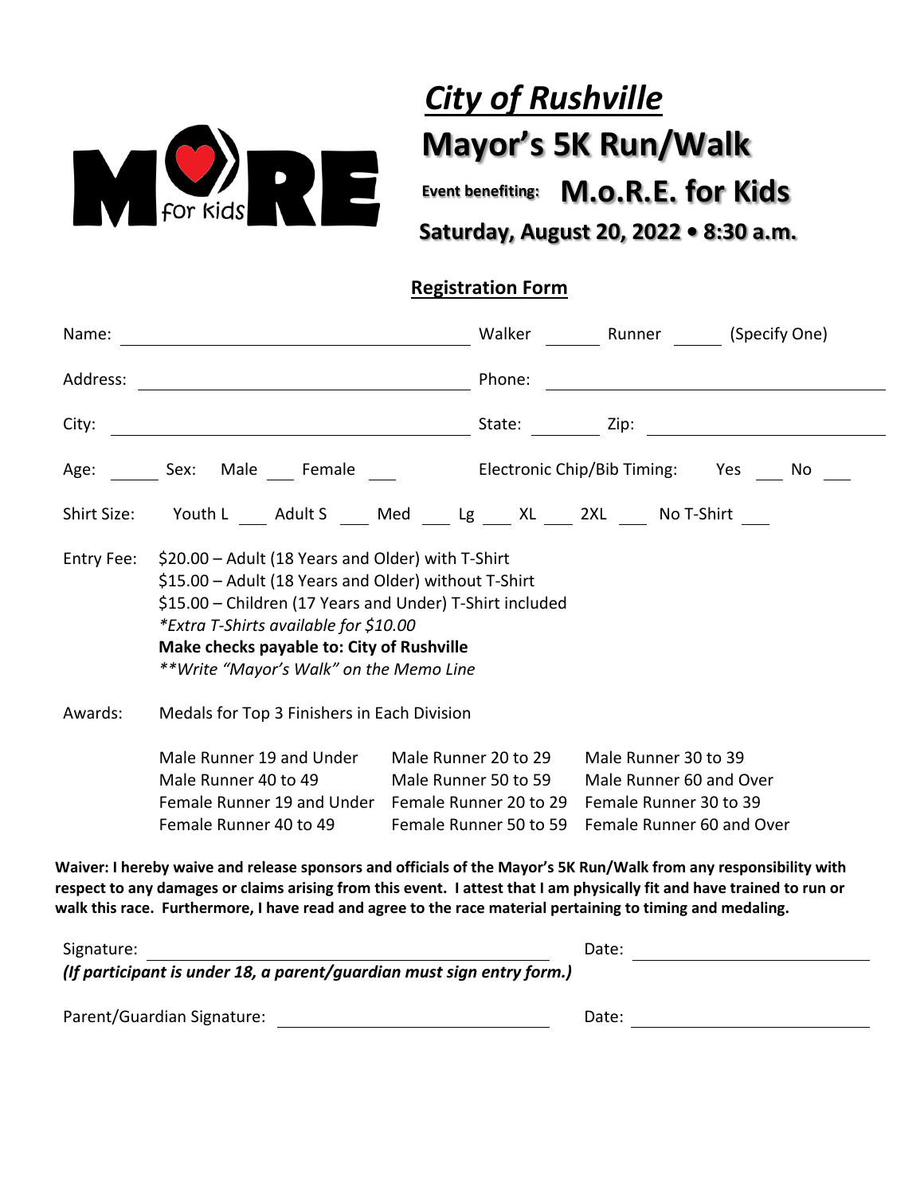# *City of Rushville*

# Mayor's 5K Run/Walk

**Event benefiting: M.o.R.E. for Kids**

**Saturday, August 20, 2022 • 8:30 a.m.**

## Registration Form

Name: ______________________ Walker ______ Runner ______ (Specify One)

Address: ______________________ Phone: ______________________

City: ______________________ State: ________ Zip: ______________________

Age: ______ Sex: Male ___ Female ___ Electronic Chip/Bib Timing: Yes ___ No ___

Shirt Size: Youth L ___ Adult S ___ Med ___ Lg ___ XL ___ 2XL ___ No T-Shirt ___

Entry Fee:
$20.00 – Adult (18 Years and Older) with T-Shirt
$15.00 – Adult (18 Years and Older) without T-Shirt
$15.00 – Children (17 Years and Under) T-Shirt included
*\*Extra T-Shirts available for $10.00*
**Make checks payable to: City of Rushville**
*\*\*Write "Mayor's Walk" on the Memo Line*

Awards: Medals for Top 3 Finishers in Each Division

| | | |
|---|---|---|
| Male Runner 19 and Under | Male Runner 20 to 29 | Male Runner 30 to 39 |
| Male Runner 40 to 49 | Male Runner 50 to 59 | Male Runner 60 and Over |
| Female Runner 19 and Under | Female Runner 20 to 29 | Female Runner 30 to 39 |
| Female Runner 40 to 49 | Female Runner 50 to 59 | Female Runner 60 and Over |

**Waiver: I hereby waive and release sponsors and officials of the Mayor's 5K Run/Walk from any responsibility with respect to any damages or claims arising from this event. I attest that I am physically fit and have trained to run or walk this race. Furthermore, I have read and agree to the race material pertaining to timing and medaling.**

Signature: ______________________ Date: ______________________

***(If participant is under 18, a parent/guardian must sign entry form.)***

Parent/Guardian Signature: ______________________ Date: ______________________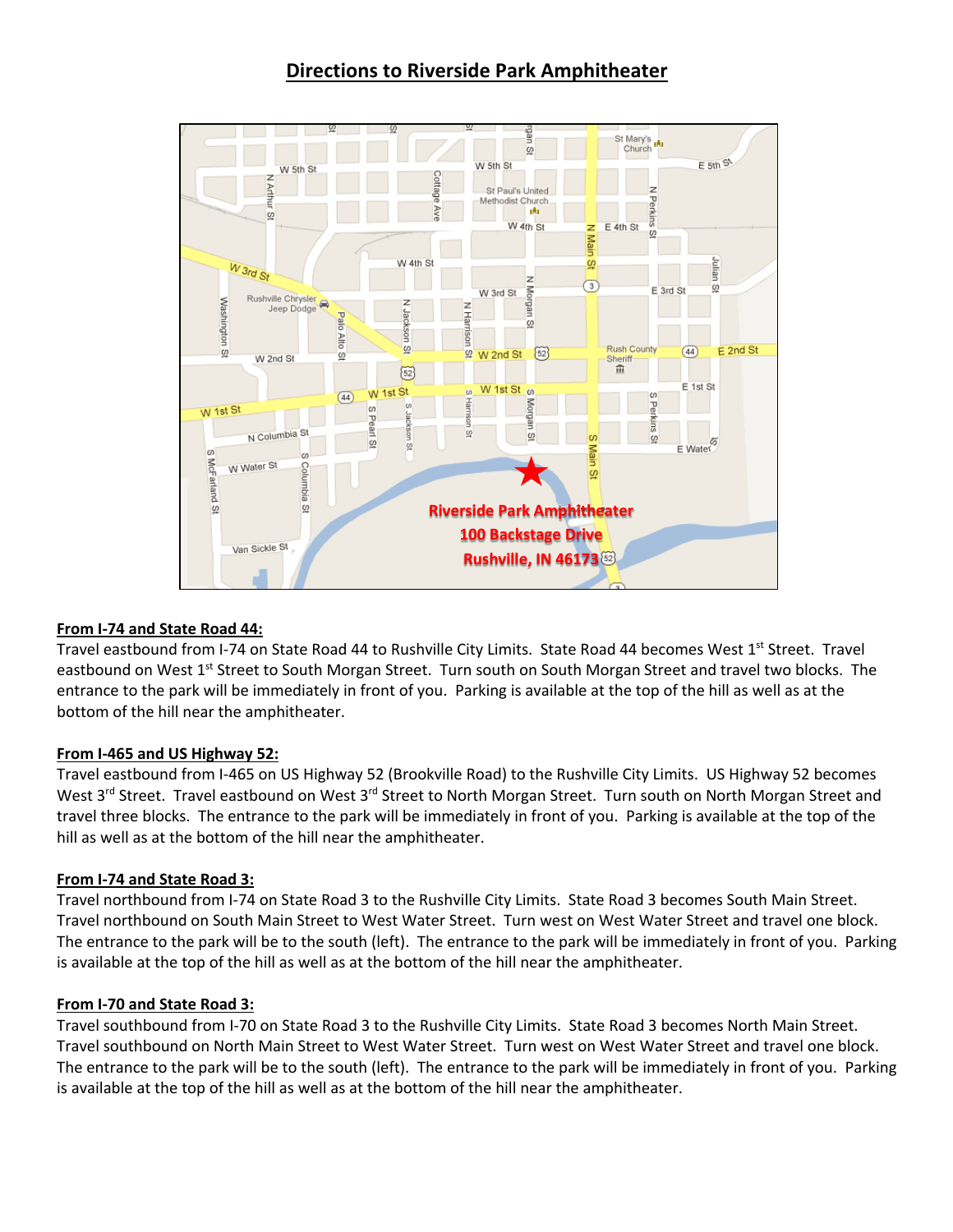# Directions to Riverside Park Amphitheater

Riverside Park Amphitheater
100 Backstage Drive
Rushville, IN 46173

### From I-74 and State Road 44:

Travel eastbound from I-74 on State Road 44 to Rushville City Limits. State Road 44 becomes West 1st Street. Travel eastbound on West 1st Street to South Morgan Street. Turn south on South Morgan Street and travel two blocks. The entrance to the park will be immediately in front of you. Parking is available at the top of the hill as well as at the bottom of the hill near the amphitheater.

### From I-465 and US Highway 52:

Travel eastbound from I-465 on US Highway 52 (Brookville Road) to the Rushville City Limits. US Highway 52 becomes West 3rd Street. Travel eastbound on West 3rd Street to North Morgan Street. Turn south on North Morgan Street and travel three blocks. The entrance to the park will be immediately in front of you. Parking is available at the top of the hill as well as at the bottom of the hill near the amphitheater.

### From I-74 and State Road 3:

Travel northbound from I-74 on State Road 3 to the Rushville City Limits. State Road 3 becomes South Main Street. Travel northbound on South Main Street to West Water Street. Turn west on West Water Street and travel one block. The entrance to the park will be to the south (left). The entrance to the park will be immediately in front of you. Parking is available at the top of the hill as well as at the bottom of the hill near the amphitheater.

### From I-70 and State Road 3:

Travel southbound from I-70 on State Road 3 to the Rushville City Limits. State Road 3 becomes North Main Street. Travel southbound on North Main Street to West Water Street. Turn west on West Water Street and travel one block. The entrance to the park will be to the south (left). The entrance to the park will be immediately in front of you. Parking is available at the top of the hill as well as at the bottom of the hill near the amphitheater.